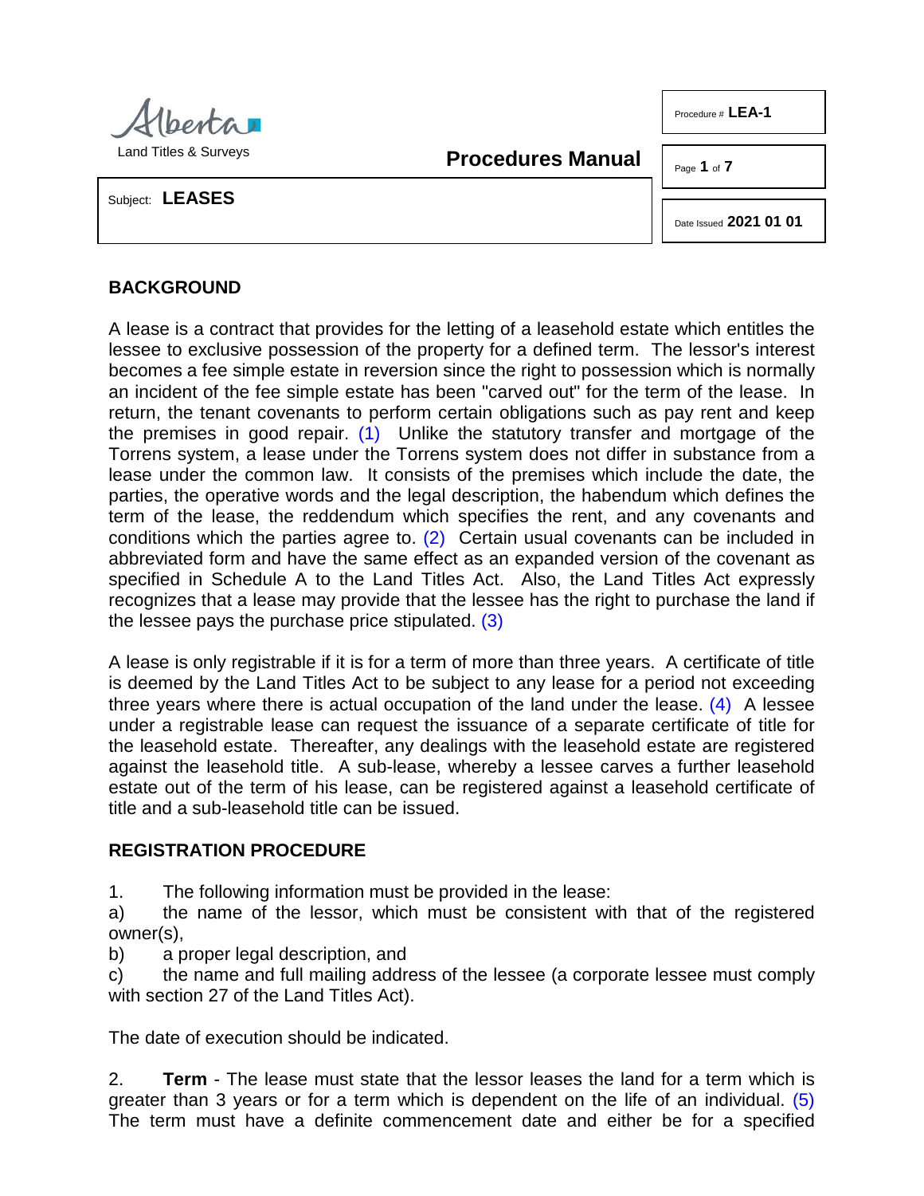Alberta
Land Titles & Surveys

**Procedures Manual**

Procedure # **LEA-1**

Subject: **LEASES**

Date Issued **2021 01 01**

## BACKGROUND

A lease is a contract that provides for the letting of a leasehold estate which entitles the lessee to exclusive possession of the property for a defined term. The lessor's interest becomes a fee simple estate in reversion since the right to possession which is normally an incident of the fee simple estate has been "carved out" for the term of the lease. In return, the tenant covenants to perform certain obligations such as pay rent and keep the premises in good repair. (1) Unlike the statutory transfer and mortgage of the Torrens system, a lease under the Torrens system does not differ in substance from a lease under the common law. It consists of the premises which include the date, the parties, the operative words and the legal description, the habendum which defines the term of the lease, the reddendum which specifies the rent, and any covenants and conditions which the parties agree to. (2) Certain usual covenants can be included in abbreviated form and have the same effect as an expanded version of the covenant as specified in Schedule A to the Land Titles Act. Also, the Land Titles Act expressly recognizes that a lease may provide that the lessee has the right to purchase the land if the lessee pays the purchase price stipulated. (3)

A lease is only registrable if it is for a term of more than three years. A certificate of title is deemed by the Land Titles Act to be subject to any lease for a period not exceeding three years where there is actual occupation of the land under the lease. (4) A lessee under a registrable lease can request the issuance of a separate certificate of title for the leasehold estate. Thereafter, any dealings with the leasehold estate are registered against the leasehold title. A sub-lease, whereby a lessee carves a further leasehold estate out of the term of his lease, can be registered against a leasehold certificate of title and a sub-leasehold title can be issued.

## REGISTRATION PROCEDURE

1. The following information must be provided in the lease:

a) the name of the lessor, which must be consistent with that of the registered owner(s),

b) a proper legal description, and

c) the name and full mailing address of the lessee (a corporate lessee must comply with section 27 of the Land Titles Act).

The date of execution should be indicated.

2. **Term** - The lease must state that the lessor leases the land for a term which is greater than 3 years or for a term which is dependent on the life of an individual. (5) The term must have a definite commencement date and either be for a specified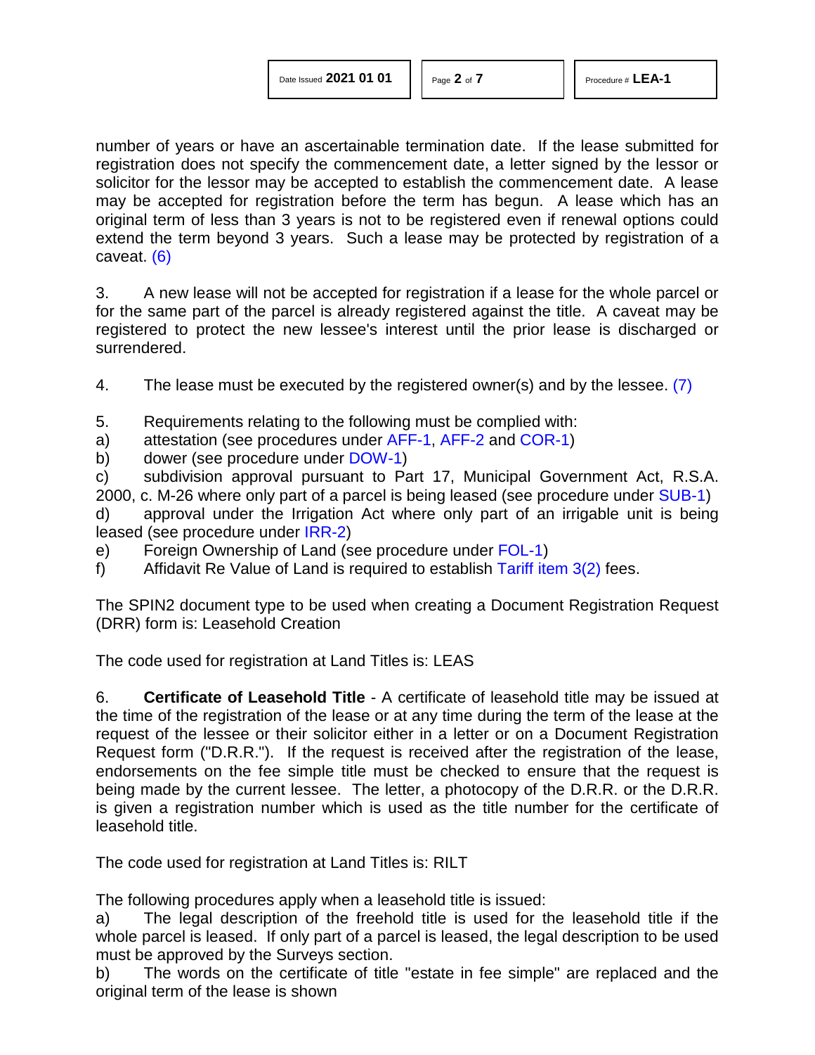number of years or have an ascertainable termination date. If the lease submitted for registration does not specify the commencement date, a letter signed by the lessor or solicitor for the lessor may be accepted to establish the commencement date. A lease may be accepted for registration before the term has begun. A lease which has an original term of less than 3 years is not to be registered even if renewal options could extend the term beyond 3 years. Such a lease may be protected by registration of a caveat. (6)

3. A new lease will not be accepted for registration if a lease for the whole parcel or for the same part of the parcel is already registered against the title. A caveat may be registered to protect the new lessee's interest until the prior lease is discharged or surrendered.

4. The lease must be executed by the registered owner(s) and by the lessee. (7)

5. Requirements relating to the following must be complied with:

a) attestation (see procedures under AFF-1, AFF-2 and COR-1)
b) dower (see procedure under DOW-1)
c) subdivision approval pursuant to Part 17, Municipal Government Act, R.S.A. 2000, c. M-26 where only part of a parcel is being leased (see procedure under SUB-1)
d) approval under the Irrigation Act where only part of an irrigable unit is being leased (see procedure under IRR-2)
e) Foreign Ownership of Land (see procedure under FOL-1)
f) Affidavit Re Value of Land is required to establish Tariff item 3(2) fees.

The SPIN2 document type to be used when creating a Document Registration Request (DRR) form is: Leasehold Creation

The code used for registration at Land Titles is: LEAS

6. **Certificate of Leasehold Title** - A certificate of leasehold title may be issued at the time of the registration of the lease or at any time during the term of the lease at the request of the lessee or their solicitor either in a letter or on a Document Registration Request form ("D.R.R."). If the request is received after the registration of the lease, endorsements on the fee simple title must be checked to ensure that the request is being made by the current lessee. The letter, a photocopy of the D.R.R. or the D.R.R. is given a registration number which is used as the title number for the certificate of leasehold title.

The code used for registration at Land Titles is: RILT

The following procedures apply when a leasehold title is issued:

a) The legal description of the freehold title is used for the leasehold title if the whole parcel is leased. If only part of a parcel is leased, the legal description to be used must be approved by the Surveys section.
b) The words on the certificate of title "estate in fee simple" are replaced and the original term of the lease is shown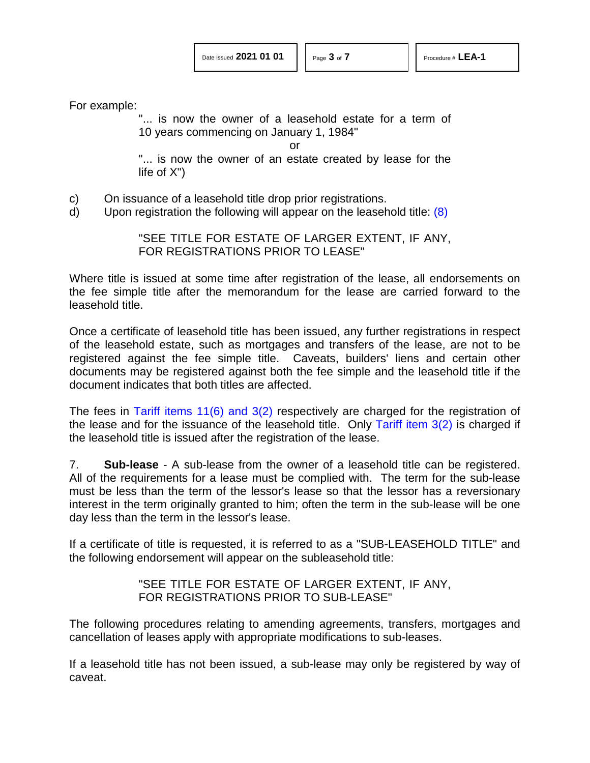For example:

> "... is now the owner of a leasehold estate for a term of 10 years commencing on January 1, 1984"
>
> or
>
> "... is now the owner of an estate created by lease for the life of X")

c) On issuance of a leasehold title drop prior registrations.

d) Upon registration the following will appear on the leasehold title: (8)

> "SEE TITLE FOR ESTATE OF LARGER EXTENT, IF ANY, FOR REGISTRATIONS PRIOR TO LEASE"

Where title is issued at some time after registration of the lease, all endorsements on the fee simple title after the memorandum for the lease are carried forward to the leasehold title.

Once a certificate of leasehold title has been issued, any further registrations in respect of the leasehold estate, such as mortgages and transfers of the lease, are not to be registered against the fee simple title. Caveats, builders' liens and certain other documents may be registered against both the fee simple and the leasehold title if the document indicates that both titles are affected.

The fees in Tariff items 11(6) and 3(2) respectively are charged for the registration of the lease and for the issuance of the leasehold title. Only Tariff item 3(2) is charged if the leasehold title is issued after the registration of the lease.

7. **Sub-lease** - A sub-lease from the owner of a leasehold title can be registered. All of the requirements for a lease must be complied with. The term for the sub-lease must be less than the term of the lessor's lease so that the lessor has a reversionary interest in the term originally granted to him; often the term in the sub-lease will be one day less than the term in the lessor's lease.

If a certificate of title is requested, it is referred to as a "SUB-LEASEHOLD TITLE" and the following endorsement will appear on the subleasehold title:

> "SEE TITLE FOR ESTATE OF LARGER EXTENT, IF ANY, FOR REGISTRATIONS PRIOR TO SUB-LEASE"

The following procedures relating to amending agreements, transfers, mortgages and cancellation of leases apply with appropriate modifications to sub-leases.

If a leasehold title has not been issued, a sub-lease may only be registered by way of caveat.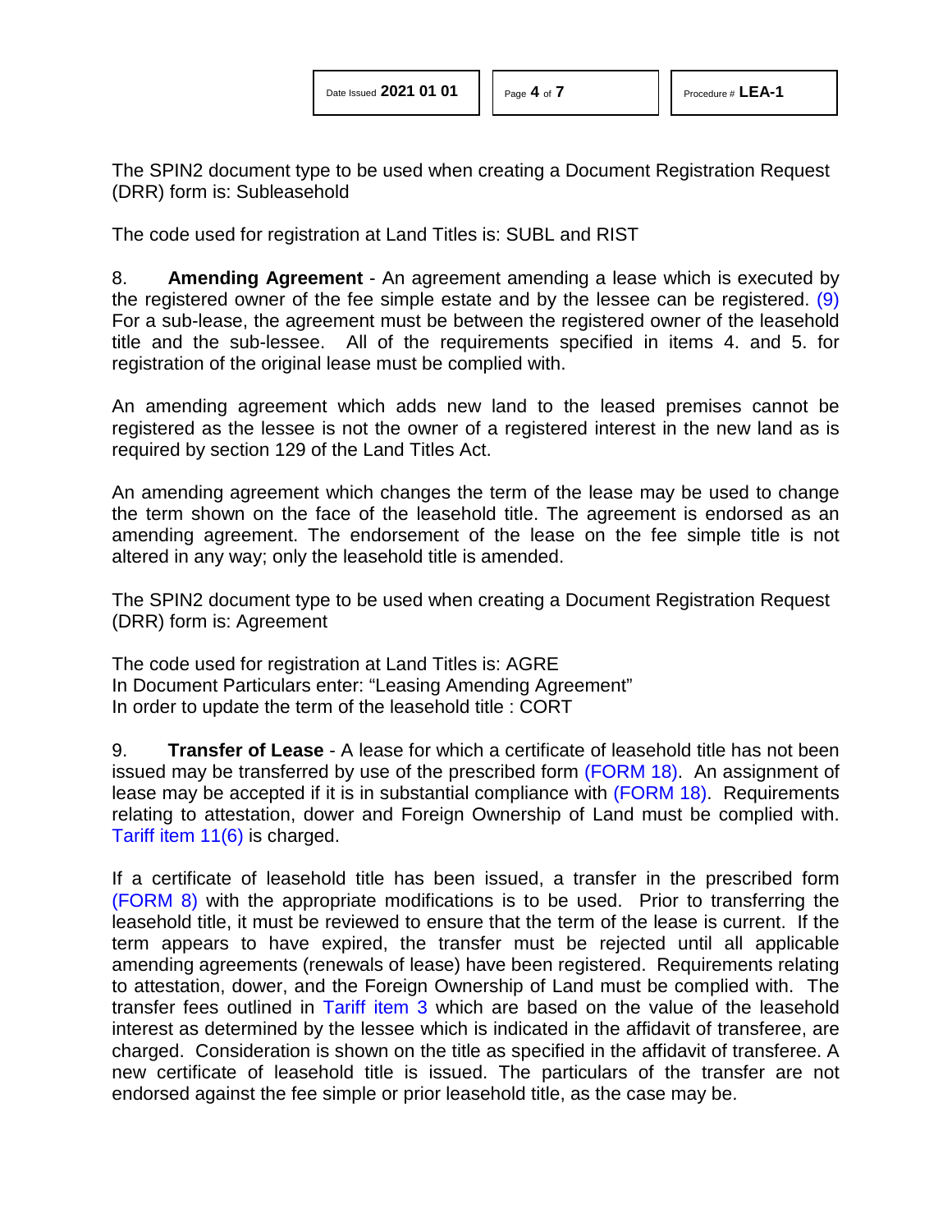The SPIN2 document type to be used when creating a Document Registration Request (DRR) form is: Subleasehold

The code used for registration at Land Titles is: SUBL and RIST

8. **Amending Agreement** - An agreement amending a lease which is executed by the registered owner of the fee simple estate and by the lessee can be registered. (9) For a sub-lease, the agreement must be between the registered owner of the leasehold title and the sub-lessee. All of the requirements specified in items 4. and 5. for registration of the original lease must be complied with.

An amending agreement which adds new land to the leased premises cannot be registered as the lessee is not the owner of a registered interest in the new land as is required by section 129 of the Land Titles Act.

An amending agreement which changes the term of the lease may be used to change the term shown on the face of the leasehold title. The agreement is endorsed as an amending agreement. The endorsement of the lease on the fee simple title is not altered in any way; only the leasehold title is amended.

The SPIN2 document type to be used when creating a Document Registration Request (DRR) form is: Agreement

The code used for registration at Land Titles is: AGRE
In Document Particulars enter: "Leasing Amending Agreement"
In order to update the term of the leasehold title : CORT

9. **Transfer of Lease** - A lease for which a certificate of leasehold title has not been issued may be transferred by use of the prescribed form (FORM 18). An assignment of lease may be accepted if it is in substantial compliance with (FORM 18). Requirements relating to attestation, dower and Foreign Ownership of Land must be complied with. Tariff item 11(6) is charged.

If a certificate of leasehold title has been issued, a transfer in the prescribed form (FORM 8) with the appropriate modifications is to be used. Prior to transferring the leasehold title, it must be reviewed to ensure that the term of the lease is current. If the term appears to have expired, the transfer must be rejected until all applicable amending agreements (renewals of lease) have been registered. Requirements relating to attestation, dower, and the Foreign Ownership of Land must be complied with. The transfer fees outlined in Tariff item 3 which are based on the value of the leasehold interest as determined by the lessee which is indicated in the affidavit of transferee, are charged. Consideration is shown on the title as specified in the affidavit of transferee. A new certificate of leasehold title is issued. The particulars of the transfer are not endorsed against the fee simple or prior leasehold title, as the case may be.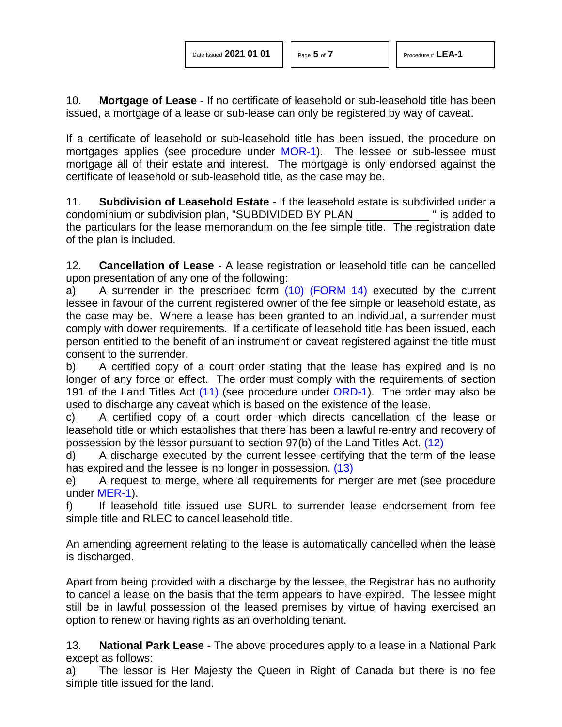10. **Mortgage of Lease** - If no certificate of leasehold or sub-leasehold title has been issued, a mortgage of a lease or sub-lease can only be registered by way of caveat.

If a certificate of leasehold or sub-leasehold title has been issued, the procedure on mortgages applies (see procedure under MOR-1). The lessee or sub-lessee must mortgage all of their estate and interest. The mortgage is only endorsed against the certificate of leasehold or sub-leasehold title, as the case may be.

11. **Subdivision of Leasehold Estate** - If the leasehold estate is subdivided under a condominium or subdivision plan, "SUBDIVIDED BY PLAN ____________ " is added to the particulars for the lease memorandum on the fee simple title. The registration date of the plan is included.

12. **Cancellation of Lease** - A lease registration or leasehold title can be cancelled upon presentation of any one of the following:

a) A surrender in the prescribed form (10) (FORM 14) executed by the current lessee in favour of the current registered owner of the fee simple or leasehold estate, as the case may be. Where a lease has been granted to an individual, a surrender must comply with dower requirements. If a certificate of leasehold title has been issued, each person entitled to the benefit of an instrument or caveat registered against the title must consent to the surrender.

b) A certified copy of a court order stating that the lease has expired and is no longer of any force or effect. The order must comply with the requirements of section 191 of the Land Titles Act (11) (see procedure under ORD-1). The order may also be used to discharge any caveat which is based on the existence of the lease.

c) A certified copy of a court order which directs cancellation of the lease or leasehold title or which establishes that there has been a lawful re-entry and recovery of possession by the lessor pursuant to section 97(b) of the Land Titles Act. (12)

d) A discharge executed by the current lessee certifying that the term of the lease has expired and the lessee is no longer in possession. (13)

e) A request to merge, where all requirements for merger are met (see procedure under MER-1).

f) If leasehold title issued use SURL to surrender lease endorsement from fee simple title and RLEC to cancel leasehold title.

An amending agreement relating to the lease is automatically cancelled when the lease is discharged.

Apart from being provided with a discharge by the lessee, the Registrar has no authority to cancel a lease on the basis that the term appears to have expired. The lessee might still be in lawful possession of the leased premises by virtue of having exercised an option to renew or having rights as an overholding tenant.

13. **National Park Lease** - The above procedures apply to a lease in a National Park except as follows:

a) The lessor is Her Majesty the Queen in Right of Canada but there is no fee simple title issued for the land.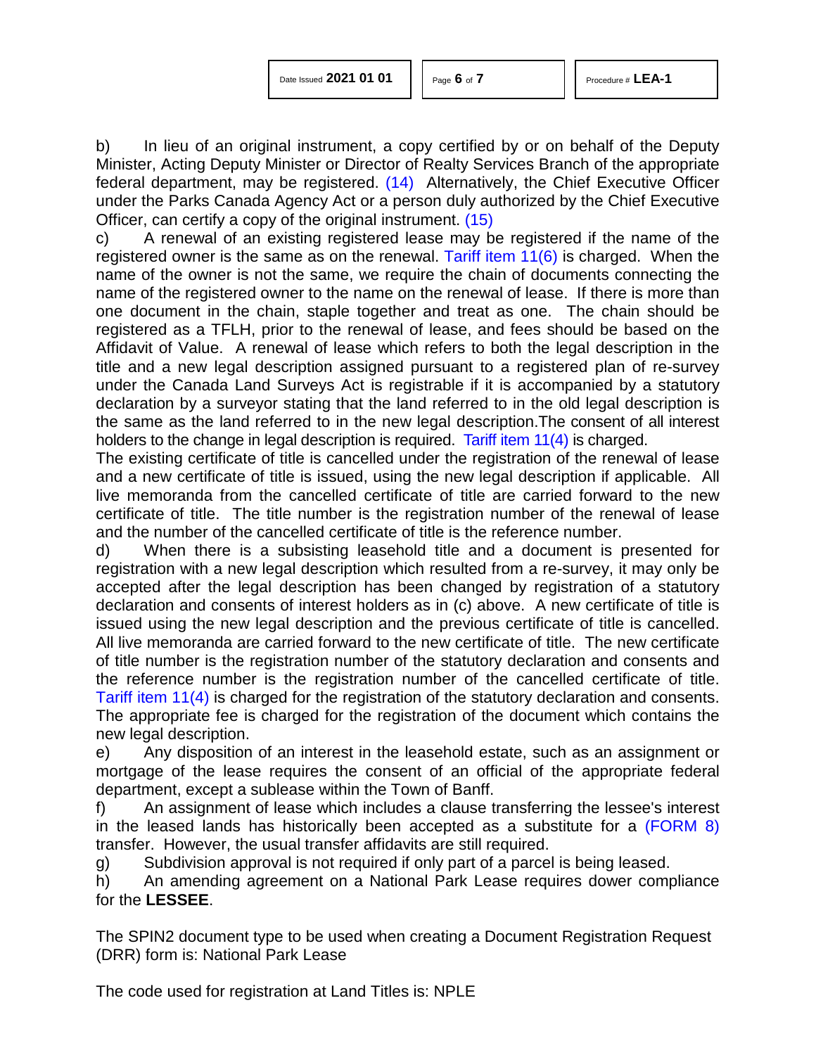b) In lieu of an original instrument, a copy certified by or on behalf of the Deputy Minister, Acting Deputy Minister or Director of Realty Services Branch of the appropriate federal department, may be registered. (14) Alternatively, the Chief Executive Officer under the Parks Canada Agency Act or a person duly authorized by the Chief Executive Officer, can certify a copy of the original instrument. (15)

c) A renewal of an existing registered lease may be registered if the name of the registered owner is the same as on the renewal. Tariff item 11(6) is charged. When the name of the owner is not the same, we require the chain of documents connecting the name of the registered owner to the name on the renewal of lease. If there is more than one document in the chain, staple together and treat as one. The chain should be registered as a TFLH, prior to the renewal of lease, and fees should be based on the Affidavit of Value. A renewal of lease which refers to both the legal description in the title and a new legal description assigned pursuant to a registered plan of re-survey under the Canada Land Surveys Act is registrable if it is accompanied by a statutory declaration by a surveyor stating that the land referred to in the old legal description is the same as the land referred to in the new legal description.The consent of all interest holders to the change in legal description is required. Tariff item 11(4) is charged.

The existing certificate of title is cancelled under the registration of the renewal of lease and a new certificate of title is issued, using the new legal description if applicable. All live memoranda from the cancelled certificate of title are carried forward to the new certificate of title. The title number is the registration number of the renewal of lease and the number of the cancelled certificate of title is the reference number.

d) When there is a subsisting leasehold title and a document is presented for registration with a new legal description which resulted from a re-survey, it may only be accepted after the legal description has been changed by registration of a statutory declaration and consents of interest holders as in (c) above. A new certificate of title is issued using the new legal description and the previous certificate of title is cancelled. All live memoranda are carried forward to the new certificate of title. The new certificate of title number is the registration number of the statutory declaration and consents and the reference number is the registration number of the cancelled certificate of title. Tariff item 11(4) is charged for the registration of the statutory declaration and consents. The appropriate fee is charged for the registration of the document which contains the new legal description.

e) Any disposition of an interest in the leasehold estate, such as an assignment or mortgage of the lease requires the consent of an official of the appropriate federal department, except a sublease within the Town of Banff.

f) An assignment of lease which includes a clause transferring the lessee's interest in the leased lands has historically been accepted as a substitute for a (FORM 8) transfer. However, the usual transfer affidavits are still required.

g) Subdivision approval is not required if only part of a parcel is being leased.

h) An amending agreement on a National Park Lease requires dower compliance for the **LESSEE**.

The SPIN2 document type to be used when creating a Document Registration Request (DRR) form is: National Park Lease

The code used for registration at Land Titles is: NPLE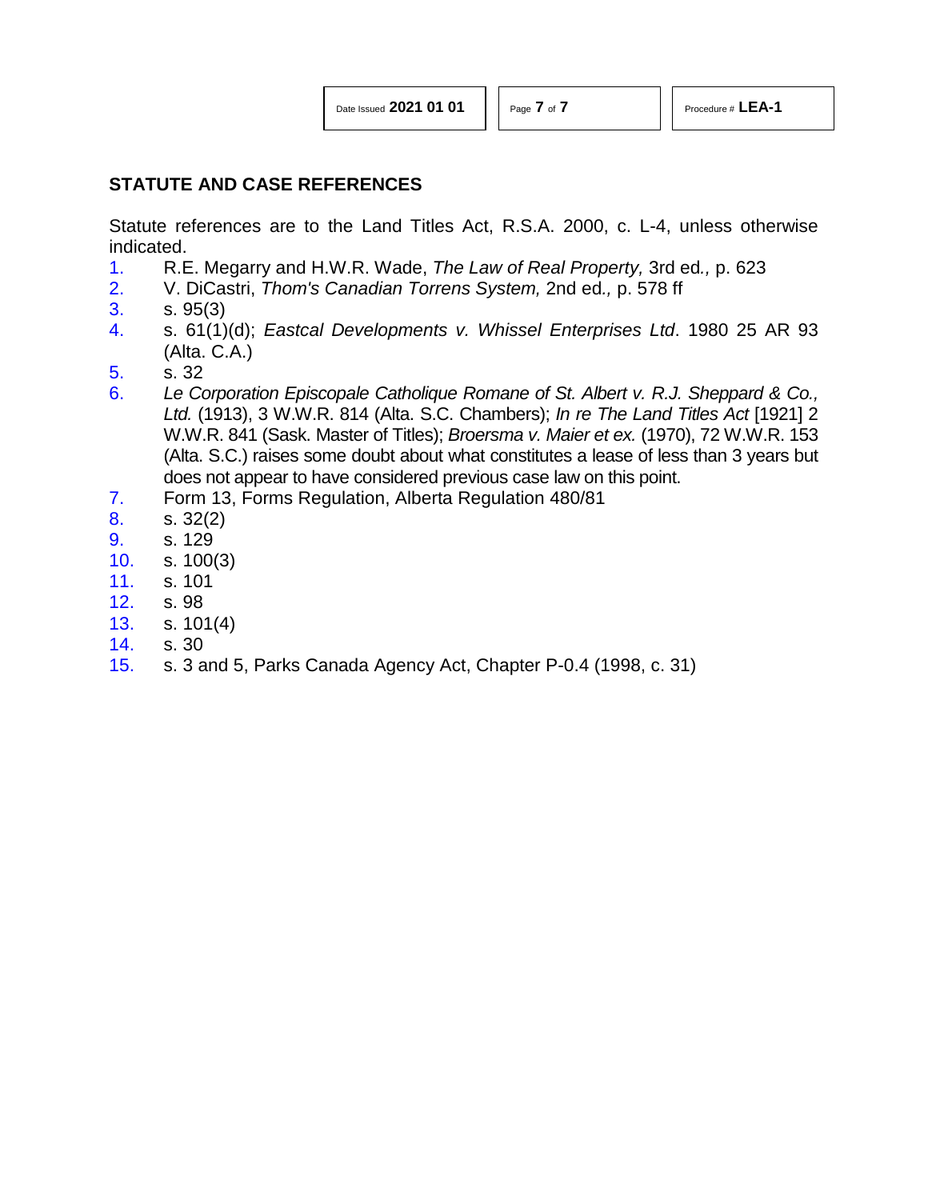## STATUTE AND CASE REFERENCES

Statute references are to the Land Titles Act, R.S.A. 2000, c. L-4, unless otherwise indicated.

1. R.E. Megarry and H.W.R. Wade, *The Law of Real Property,* 3rd ed*.,* p. 623
2. V. DiCastri, *Thom's Canadian Torrens System,* 2nd ed*.,* p. 578 ff
3. s. 95(3)
4. s. 61(1)(d); *Eastcal Developments v. Whissel Enterprises Ltd*. 1980 25 AR 93 (Alta. C.A.)
5. s. 32
6. *Le Corporation Episcopale Catholique Romane of St. Albert v. R.J. Sheppard & Co., Ltd.* (1913), 3 W.W.R. 814 (Alta. S.C. Chambers); *In re The Land Titles Act* [1921] 2 W.W.R. 841 (Sask. Master of Titles); *Broersma v. Maier et ex.* (1970), 72 W.W.R. 153 (Alta. S.C.) raises some doubt about what constitutes a lease of less than 3 years but does not appear to have considered previous case law on this point.
7. Form 13, Forms Regulation, Alberta Regulation 480/81
8. s. 32(2)
9. s. 129
10. s. 100(3)
11. s. 101
12. s. 98
13. s. 101(4)
14. s. 30
15. s. 3 and 5, Parks Canada Agency Act, Chapter P-0.4 (1998, c. 31)